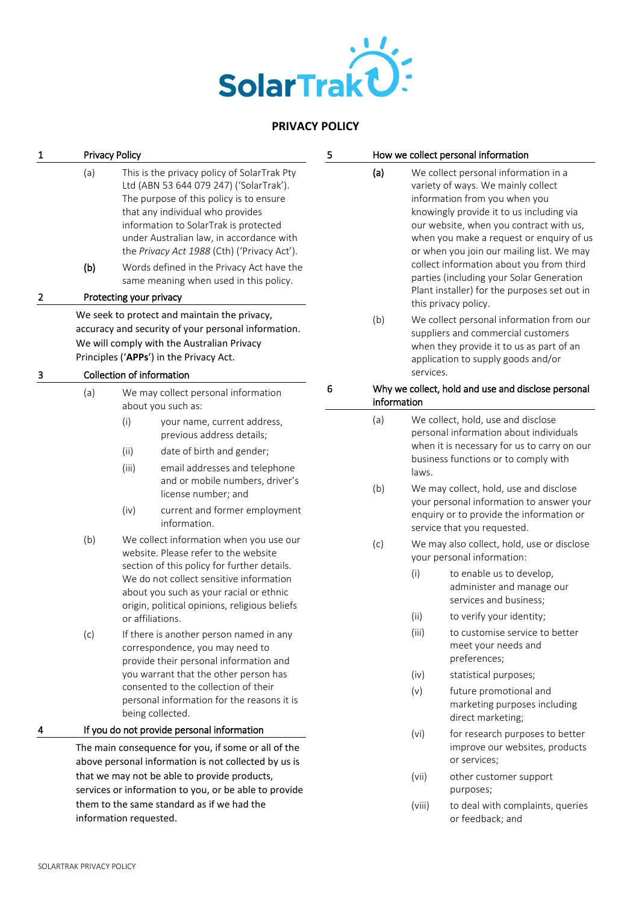SolarTrak

# PRIVACY POLICY

## 1 Privacy Policy

(a) This is the privacy policy of SolarTrak Pty Ltd (ABN 53 644 079 247) ('SolarTrak'). The purpose of this policy is to ensure that any individual who provides information to SolarTrak is protected under Australian law, in accordance with the *Privacy Act 1988* (Cth) ('Privacy Act').

(b) Words defined in the Privacy Act have the same meaning when used in this policy.

## 2 Protecting your privacy

We seek to protect and maintain the privacy, accuracy and security of your personal information. We will comply with the Australian Privacy Principles ('**APPs**') in the Privacy Act.

## 3 Collection of information

(a) We may collect personal information about you such as:

- (i) your name, current address, previous address details;
- (ii) date of birth and gender;
- (iii) email addresses and telephone and or mobile numbers, driver's license number; and
- (iv) current and former employment information.

(b) We collect information when you use our website. Please refer to the website section of this policy for further details. We do not collect sensitive information about you such as your racial or ethnic origin, political opinions, religious beliefs or affiliations.

(c) If there is another person named in any correspondence, you may need to provide their personal information and you warrant that the other person has consented to the collection of their personal information for the reasons it is being collected.

## 4 If you do not provide personal information

The main consequence for you, if some or all of the above personal information is not collected by us is that we may not be able to provide products, services or information to you, or be able to provide them to the same standard as if we had the information requested.

## 5 How we collect personal information

(a) We collect personal information in a variety of ways. We mainly collect information from you when you knowingly provide it to us including via our website, when you contract with us, when you make a request or enquiry of us or when you join our mailing list. We may collect information about you from third parties (including your Solar Generation Plant installer) for the purposes set out in this privacy policy.

(b) We collect personal information from our suppliers and commercial customers when they provide it to us as part of an application to supply goods and/or services.

## 6 Why we collect, hold and use and disclose personal information

(a) We collect, hold, use and disclose personal information about individuals when it is necessary for us to carry on our business functions or to comply with laws.

(b) We may collect, hold, use and disclose your personal information to answer your enquiry or to provide the information or service that you requested.

(c) We may also collect, hold, use or disclose your personal information:

- (i) to enable us to develop, administer and manage our services and business;
- (ii) to verify your identity;
- (iii) to customise service to better meet your needs and preferences;
- (iv) statistical purposes;
- (v) future promotional and marketing purposes including direct marketing;
- (vi) for research purposes to better improve our websites, products or services;
- (vii) other customer support purposes;
- (viii) to deal with complaints, queries or feedback; and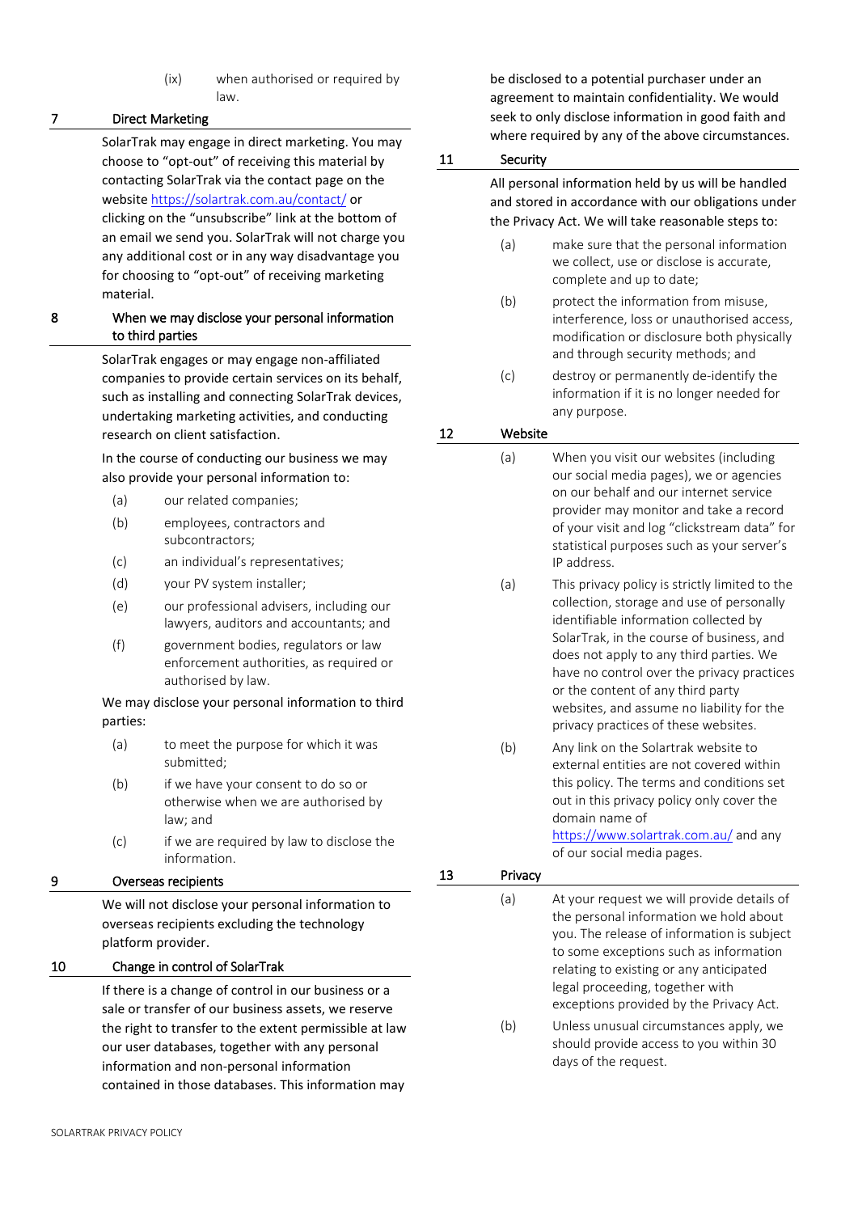(ix) when authorised or required by law.

## 7 Direct Marketing

SolarTrak may engage in direct marketing. You may choose to "opt-out" of receiving this material by contacting SolarTrak via the contact page on the website https://solartrak.com.au/contact/ or clicking on the "unsubscribe" link at the bottom of an email we send you. SolarTrak will not charge you any additional cost or in any way disadvantage you for choosing to "opt-out" of receiving marketing material.

## 8 When we may disclose your personal information to third parties

SolarTrak engages or may engage non-affiliated companies to provide certain services on its behalf, such as installing and connecting SolarTrak devices, undertaking marketing activities, and conducting research on client satisfaction.

In the course of conducting our business we may also provide your personal information to:

(a) our related companies;

(b) employees, contractors and subcontractors;

(c) an individual's representatives;

(d) your PV system installer;

(e) our professional advisers, including our lawyers, auditors and accountants; and

(f) government bodies, regulators or law enforcement authorities, as required or authorised by law.

We may disclose your personal information to third parties:

(a) to meet the purpose for which it was submitted;

(b) if we have your consent to do so or otherwise when we are authorised by law; and

(c) if we are required by law to disclose the information.

## 9 Overseas recipients

We will not disclose your personal information to overseas recipients excluding the technology platform provider.

## 10 Change in control of SolarTrak

If there is a change of control in our business or a sale or transfer of our business assets, we reserve the right to transfer to the extent permissible at law our user databases, together with any personal information and non-personal information contained in those databases. This information may be disclosed to a potential purchaser under an agreement to maintain confidentiality. We would seek to only disclose information in good faith and where required by any of the above circumstances.

## 11 Security

All personal information held by us will be handled and stored in accordance with our obligations under the Privacy Act. We will take reasonable steps to:

(a) make sure that the personal information we collect, use or disclose is accurate, complete and up to date;

(b) protect the information from misuse, interference, loss or unauthorised access, modification or disclosure both physically and through security methods; and

(c) destroy or permanently de-identify the information if it is no longer needed for any purpose.

## 12 Website

(a) When you visit our websites (including our social media pages), we or agencies on our behalf and our internet service provider may monitor and take a record of your visit and log "clickstream data" for statistical purposes such as your server's IP address.

(a) This privacy policy is strictly limited to the collection, storage and use of personally identifiable information collected by SolarTrak, in the course of business, and does not apply to any third parties. We have no control over the privacy practices or the content of any third party websites, and assume no liability for the privacy practices of these websites.

(b) Any link on the Solartrak website to external entities are not covered within this policy. The terms and conditions set out in this privacy policy only cover the domain name of https://www.solartrak.com.au/ and any of our social media pages.

## 13 Privacy

(a) At your request we will provide details of the personal information we hold about you. The release of information is subject to some exceptions such as information relating to existing or any anticipated legal proceeding, together with exceptions provided by the Privacy Act.

(b) Unless unusual circumstances apply, we should provide access to you within 30 days of the request.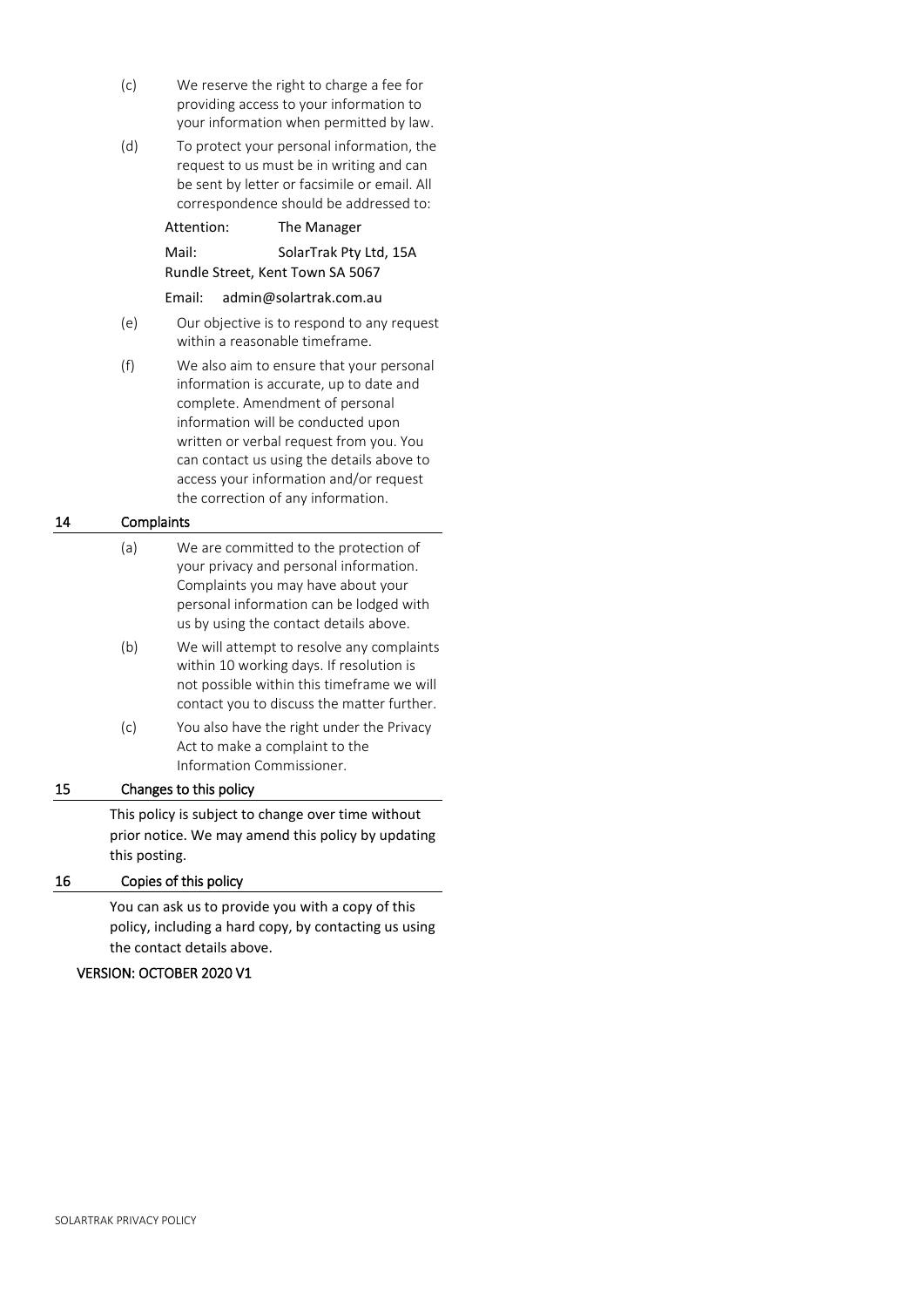(c) We reserve the right to charge a fee for providing access to your information to your information when permitted by law.

(d) To protect your personal information, the request to us must be in writing and can be sent by letter or facsimile or email. All correspondence should be addressed to:

Attention: The Manager

Mail: SolarTrak Pty Ltd, 15A Rundle Street, Kent Town SA 5067

Email: admin@solartrak.com.au

(e) Our objective is to respond to any request within a reasonable timeframe.

(f) We also aim to ensure that your personal information is accurate, up to date and complete. Amendment of personal information will be conducted upon written or verbal request from you. You can contact us using the details above to access your information and/or request the correction of any information.

## 14 Complaints

(a) We are committed to the protection of your privacy and personal information. Complaints you may have about your personal information can be lodged with us by using the contact details above.

(b) We will attempt to resolve any complaints within 10 working days. If resolution is not possible within this timeframe we will contact you to discuss the matter further.

(c) You also have the right under the Privacy Act to make a complaint to the Information Commissioner.

## 15 Changes to this policy

This policy is subject to change over time without prior notice. We may amend this policy by updating this posting.

## 16 Copies of this policy

You can ask us to provide you with a copy of this policy, including a hard copy, by contacting us using the contact details above.

**VERSION: OCTOBER 2020 V1**